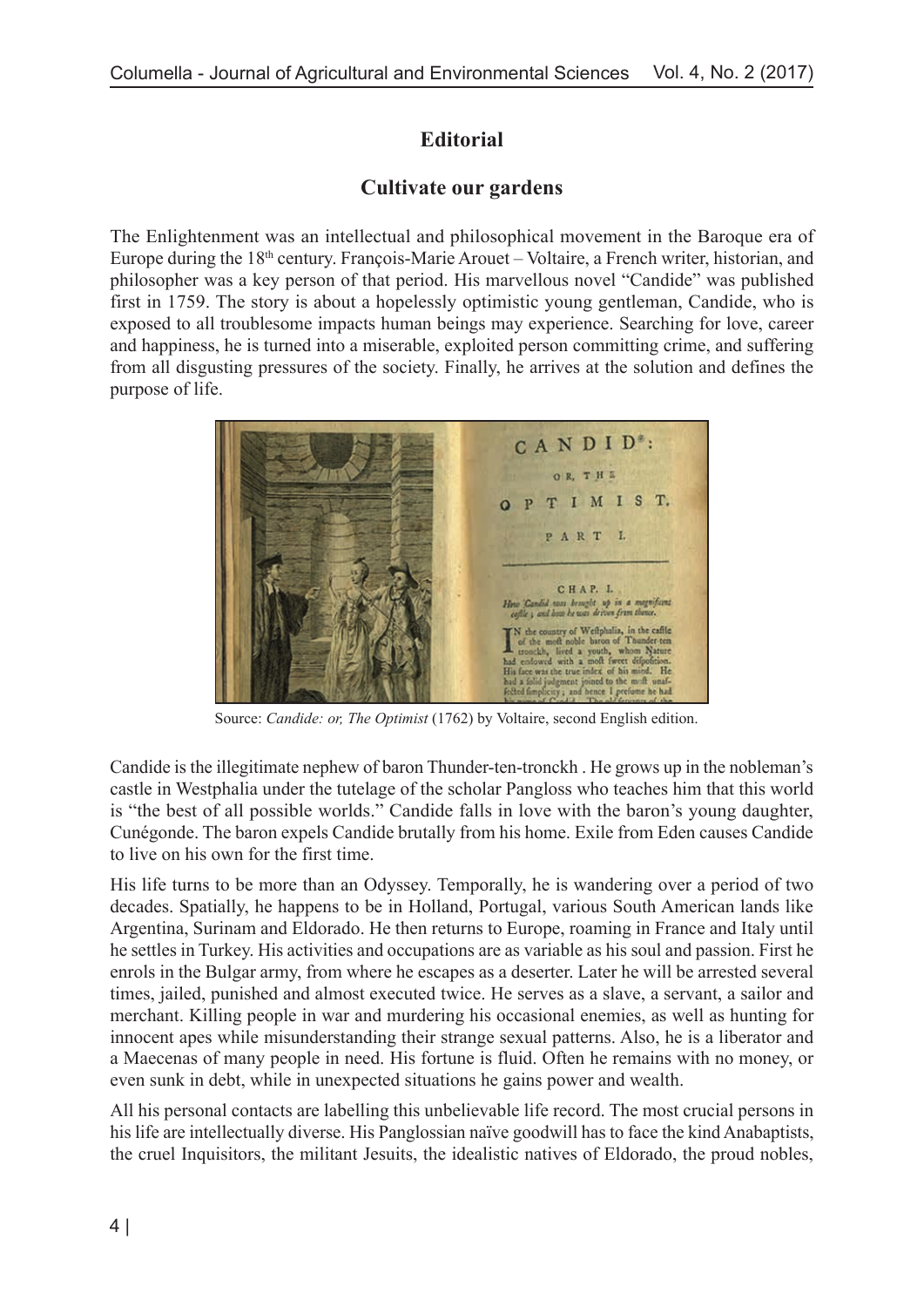# Editorial

## Cultivate our gardens

The Enlightenment was an intellectual and philosophical movement in the Baroque era of Europe during the 18th century. François-Marie Arouet – Voltaire, a French writer, historian, and philosopher was a key person of that period. His marvellous novel "Candide" was published first in 1759. The story is about a hopelessly optimistic young gentleman, Candide, who is exposed to all troublesome impacts human beings may experience. Searching for love, career and happiness, he is turned into a miserable, exploited person committing crime, and suffering from all disgusting pressures of the society. Finally, he arrives at the solution and defines the purpose of life.

Source: *Candide: or, The Optimist* (1762) by Voltaire, second English edition.

Candide is the illegitimate nephew of baron Thunder-ten-tronckh . He grows up in the nobleman's castle in Westphalia under the tutelage of the scholar Pangloss who teaches him that this world is "the best of all possible worlds." Candide falls in love with the baron's young daughter, Cunégonde. The baron expels Candide brutally from his home. Exile from Eden causes Candide to live on his own for the first time.

His life turns to be more than an Odyssey. Temporally, he is wandering over a period of two decades. Spatially, he happens to be in Holland, Portugal, various South American lands like Argentina, Surinam and Eldorado. He then returns to Europe, roaming in France and Italy until he settles in Turkey. His activities and occupations are as variable as his soul and passion. First he enrols in the Bulgar army, from where he escapes as a deserter. Later he will be arrested several times, jailed, punished and almost executed twice. He serves as a slave, a servant, a sailor and merchant. Killing people in war and murdering his occasional enemies, as well as hunting for innocent apes while misunderstanding their strange sexual patterns. Also, he is a liberator and a Maecenas of many people in need. His fortune is fluid. Often he remains with no money, or even sunk in debt, while in unexpected situations he gains power and wealth.

All his personal contacts are labelling this unbelievable life record. The most crucial persons in his life are intellectually diverse. His Panglossian naïve goodwill has to face the kind Anabaptists, the cruel Inquisitors, the militant Jesuits, the idealistic natives of Eldorado, the proud nobles,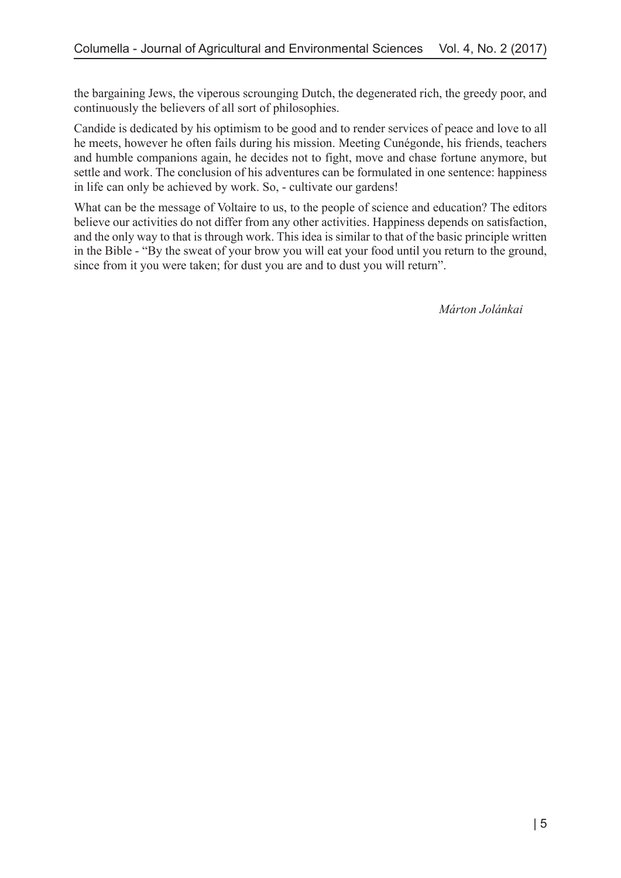the bargaining Jews, the viperous scrounging Dutch, the degenerated rich, the greedy poor, and continuously the believers of all sort of philosophies.

Candide is dedicated by his optimism to be good and to render services of peace and love to all he meets, however he often fails during his mission. Meeting Cunégonde, his friends, teachers and humble companions again, he decides not to fight, move and chase fortune anymore, but settle and work. The conclusion of his adventures can be formulated in one sentence: happiness in life can only be achieved by work. So, - cultivate our gardens!

What can be the message of Voltaire to us, to the people of science and education? The editors believe our activities do not differ from any other activities. Happiness depends on satisfaction, and the only way to that is through work. This idea is similar to that of the basic principle written in the Bible - "By the sweat of your brow you will eat your food until you return to the ground, since from it you were taken; for dust you are and to dust you will return".

*Márton Jolánkai*